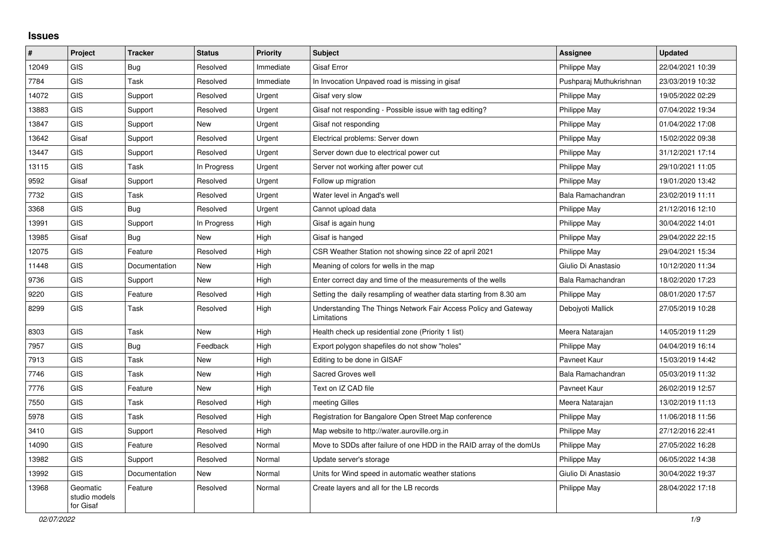# Issues

| # | Project | Tracker | Status | Priority | Subject | Assignee | Updated |
|---|---|---|---|---|---|---|---|
| 12049 | GIS | Bug | Resolved | Immediate | Gisaf Error | Philippe May | 22/04/2021 10:39 |
| 7784 | GIS | Task | Resolved | Immediate | In Invocation Unpaved road is missing in gisaf | Pushparaj Muthukrishnan | 23/03/2019 10:32 |
| 14072 | GIS | Support | Resolved | Urgent | Gisaf very slow | Philippe May | 19/05/2022 02:29 |
| 13883 | GIS | Support | Resolved | Urgent | Gisaf not responding - Possible issue with tag editing? | Philippe May | 07/04/2022 19:34 |
| 13847 | GIS | Support | New | Urgent | Gisaf not responding | Philippe May | 01/04/2022 17:08 |
| 13642 | Gisaf | Support | Resolved | Urgent | Electrical problems: Server down | Philippe May | 15/02/2022 09:38 |
| 13447 | GIS | Support | Resolved | Urgent | Server down due to electrical power cut | Philippe May | 31/12/2021 17:14 |
| 13115 | GIS | Task | In Progress | Urgent | Server not working after power cut | Philippe May | 29/10/2021 11:05 |
| 9592 | Gisaf | Support | Resolved | Urgent | Follow up migration | Philippe May | 19/01/2020 13:42 |
| 7732 | GIS | Task | Resolved | Urgent | Water level in Angad's well | Bala Ramachandran | 23/02/2019 11:11 |
| 3368 | GIS | Bug | Resolved | Urgent | Cannot upload data | Philippe May | 21/12/2016 12:10 |
| 13991 | GIS | Support | In Progress | High | Gisaf is again hung | Philippe May | 30/04/2022 14:01 |
| 13985 | Gisaf | Bug | New | High | Gisaf is hanged | Philippe May | 29/04/2022 22:15 |
| 12075 | GIS | Feature | Resolved | High | CSR Weather Station not showing since 22 of april 2021 | Philippe May | 29/04/2021 15:34 |
| 11448 | GIS | Documentation | New | High | Meaning of colors for wells in the map | Giulio Di Anastasio | 10/12/2020 11:34 |
| 9736 | GIS | Support | New | High | Enter correct day and time of the measurements of the wells | Bala Ramachandran | 18/02/2020 17:23 |
| 9220 | GIS | Feature | Resolved | High | Setting the daily resampling of weather data starting from 8.30 am | Philippe May | 08/01/2020 17:57 |
| 8299 | GIS | Task | Resolved | High | Understanding The Things Network Fair Access Policy and Gateway Limitations | Debojyoti Mallick | 27/05/2019 10:28 |
| 8303 | GIS | Task | New | High | Health check up residential zone (Priority 1 list) | Meera Natarajan | 14/05/2019 11:29 |
| 7957 | GIS | Bug | Feedback | High | Export polygon shapefiles do not show "holes" | Philippe May | 04/04/2019 16:14 |
| 7913 | GIS | Task | New | High | Editing to be done in GISAF | Pavneet Kaur | 15/03/2019 14:42 |
| 7746 | GIS | Task | New | High | Sacred Groves well | Bala Ramachandran | 05/03/2019 11:32 |
| 7776 | GIS | Feature | New | High | Text on IZ CAD file | Pavneet Kaur | 26/02/2019 12:57 |
| 7550 | GIS | Task | Resolved | High | meeting Gilles | Meera Natarajan | 13/02/2019 11:13 |
| 5978 | GIS | Task | Resolved | High | Registration for Bangalore Open Street Map conference | Philippe May | 11/06/2018 11:56 |
| 3410 | GIS | Support | Resolved | High | Map website to http://water.auroville.org.in | Philippe May | 27/12/2016 22:41 |
| 14090 | GIS | Feature | Resolved | Normal | Move to SDDs after failure of one HDD in the RAID array of the domUs | Philippe May | 27/05/2022 16:28 |
| 13982 | GIS | Support | Resolved | Normal | Update server's storage | Philippe May | 06/05/2022 14:38 |
| 13992 | GIS | Documentation | New | Normal | Units for Wind speed in automatic weather stations | Giulio Di Anastasio | 30/04/2022 19:37 |
| 13968 | Geomatic studio models for Gisaf | Feature | Resolved | Normal | Create layers and all for the LB records | Philippe May | 28/04/2022 17:18 |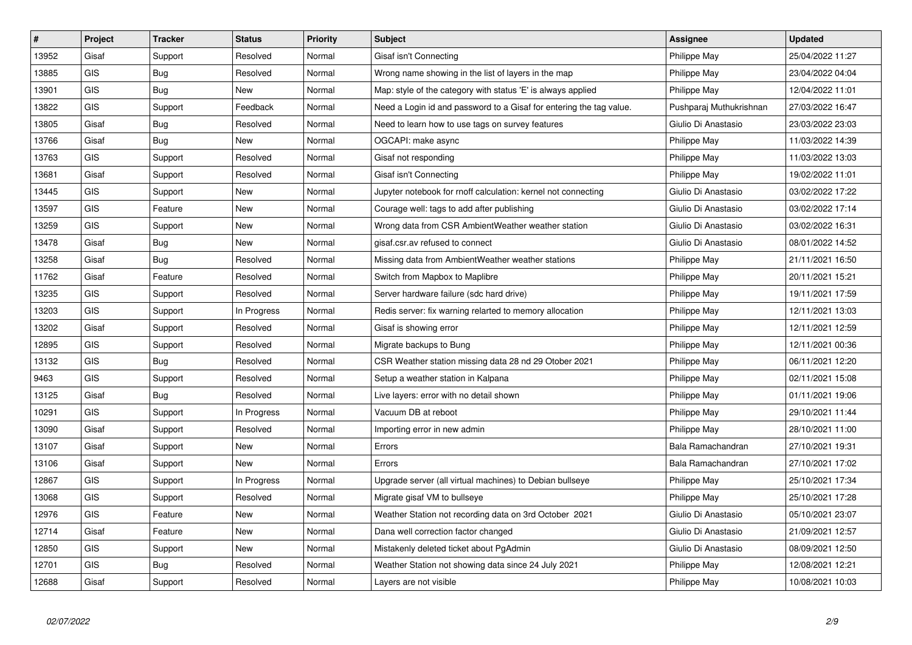| # | Project | Tracker | Status | Priority | Subject | Assignee | Updated |
|---|---|---|---|---|---|---|---|
| 13952 | Gisaf | Support | Resolved | Normal | Gisaf isn't Connecting | Philippe May | 25/04/2022 11:27 |
| 13885 | GIS | Bug | Resolved | Normal | Wrong name showing in the list of layers in the map | Philippe May | 23/04/2022 04:04 |
| 13901 | GIS | Bug | New | Normal | Map: style of the category with status 'E' is always applied | Philippe May | 12/04/2022 11:01 |
| 13822 | GIS | Support | Feedback | Normal | Need a Login id and password to a Gisaf for entering the tag value. | Pushparaj Muthukrishnan | 27/03/2022 16:47 |
| 13805 | Gisaf | Bug | Resolved | Normal | Need to learn how to use tags on survey features | Giulio Di Anastasio | 23/03/2022 23:03 |
| 13766 | Gisaf | Bug | New | Normal | OGCAPI: make async | Philippe May | 11/03/2022 14:39 |
| 13763 | GIS | Support | Resolved | Normal | Gisaf not responding | Philippe May | 11/03/2022 13:03 |
| 13681 | Gisaf | Support | Resolved | Normal | Gisaf isn't Connecting | Philippe May | 19/02/2022 11:01 |
| 13445 | GIS | Support | New | Normal | Jupyter notebook for rnoff calculation: kernel not connecting | Giulio Di Anastasio | 03/02/2022 17:22 |
| 13597 | GIS | Feature | New | Normal | Courage well: tags to add after publishing | Giulio Di Anastasio | 03/02/2022 17:14 |
| 13259 | GIS | Support | New | Normal | Wrong data from CSR AmbientWeather weather station | Giulio Di Anastasio | 03/02/2022 16:31 |
| 13478 | Gisaf | Bug | New | Normal | gisaf.csr.av refused to connect | Giulio Di Anastasio | 08/01/2022 14:52 |
| 13258 | Gisaf | Bug | Resolved | Normal | Missing data from AmbientWeather weather stations | Philippe May | 21/11/2021 16:50 |
| 11762 | Gisaf | Feature | Resolved | Normal | Switch from Mapbox to Maplibre | Philippe May | 20/11/2021 15:21 |
| 13235 | GIS | Support | Resolved | Normal | Server hardware failure (sdc hard drive) | Philippe May | 19/11/2021 17:59 |
| 13203 | GIS | Support | In Progress | Normal | Redis server: fix warning relarted to memory allocation | Philippe May | 12/11/2021 13:03 |
| 13202 | Gisaf | Support | Resolved | Normal | Gisaf is showing error | Philippe May | 12/11/2021 12:59 |
| 12895 | GIS | Support | Resolved | Normal | Migrate backups to Bung | Philippe May | 12/11/2021 00:36 |
| 13132 | GIS | Bug | Resolved | Normal | CSR Weather station missing data 28 nd 29 Otober 2021 | Philippe May | 06/11/2021 12:20 |
| 9463 | GIS | Support | Resolved | Normal | Setup a weather station in Kalpana | Philippe May | 02/11/2021 15:08 |
| 13125 | Gisaf | Bug | Resolved | Normal | Live layers: error with no detail shown | Philippe May | 01/11/2021 19:06 |
| 10291 | GIS | Support | In Progress | Normal | Vacuum DB at reboot | Philippe May | 29/10/2021 11:44 |
| 13090 | Gisaf | Support | Resolved | Normal | Importing error in new admin | Philippe May | 28/10/2021 11:00 |
| 13107 | Gisaf | Support | New | Normal | Errors | Bala Ramachandran | 27/10/2021 19:31 |
| 13106 | Gisaf | Support | New | Normal | Errors | Bala Ramachandran | 27/10/2021 17:02 |
| 12867 | GIS | Support | In Progress | Normal | Upgrade server (all virtual machines) to Debian bullseye | Philippe May | 25/10/2021 17:34 |
| 13068 | GIS | Support | Resolved | Normal | Migrate gisaf VM to bullseye | Philippe May | 25/10/2021 17:28 |
| 12976 | GIS | Feature | New | Normal | Weather Station not recording data on 3rd October 2021 | Giulio Di Anastasio | 05/10/2021 23:07 |
| 12714 | Gisaf | Feature | New | Normal | Dana well correction factor changed | Giulio Di Anastasio | 21/09/2021 12:57 |
| 12850 | GIS | Support | New | Normal | Mistakenly deleted ticket about PgAdmin | Giulio Di Anastasio | 08/09/2021 12:50 |
| 12701 | GIS | Bug | Resolved | Normal | Weather Station not showing data since 24 July 2021 | Philippe May | 12/08/2021 12:21 |
| 12688 | Gisaf | Support | Resolved | Normal | Layers are not visible | Philippe May | 10/08/2021 10:03 |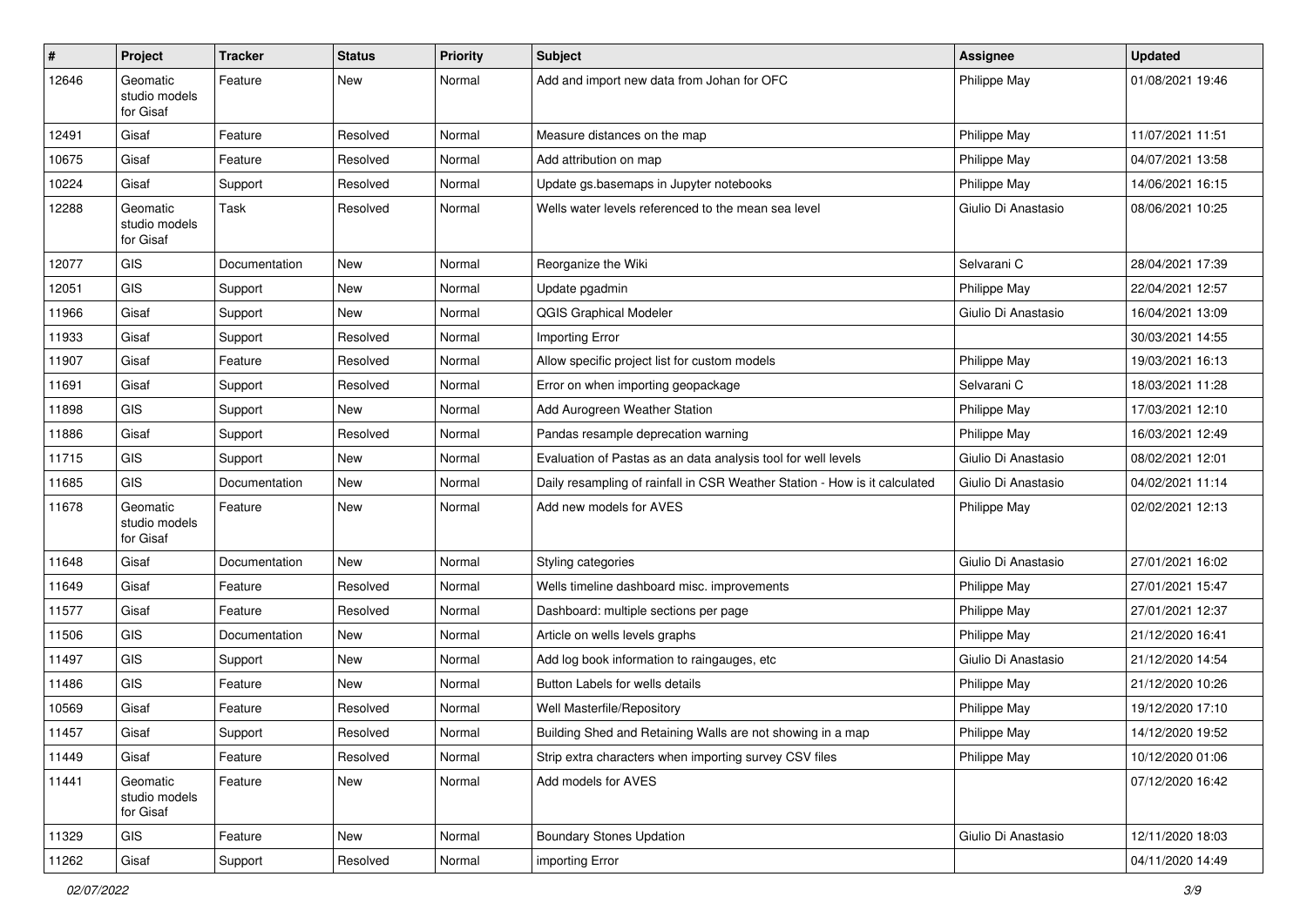| # | Project | Tracker | Status | Priority | Subject | Assignee | Updated |
|---|---|---|---|---|---|---|---|
| 12646 | Geomatic studio models for Gisaf | Feature | New | Normal | Add and import new data from Johan for OFC | Philippe May | 01/08/2021 19:46 |
| 12491 | Gisaf | Feature | Resolved | Normal | Measure distances on the map | Philippe May | 11/07/2021 11:51 |
| 10675 | Gisaf | Feature | Resolved | Normal | Add attribution on map | Philippe May | 04/07/2021 13:58 |
| 10224 | Gisaf | Support | Resolved | Normal | Update gs.basemaps in Jupyter notebooks | Philippe May | 14/06/2021 16:15 |
| 12288 | Geomatic studio models for Gisaf | Task | Resolved | Normal | Wells water levels referenced to the mean sea level | Giulio Di Anastasio | 08/06/2021 10:25 |
| 12077 | GIS | Documentation | New | Normal | Reorganize the Wiki | Selvarani C | 28/04/2021 17:39 |
| 12051 | GIS | Support | New | Normal | Update pgadmin | Philippe May | 22/04/2021 12:57 |
| 11966 | Gisaf | Support | New | Normal | QGIS Graphical Modeler | Giulio Di Anastasio | 16/04/2021 13:09 |
| 11933 | Gisaf | Support | Resolved | Normal | Importing Error | | 30/03/2021 14:55 |
| 11907 | Gisaf | Feature | Resolved | Normal | Allow specific project list for custom models | Philippe May | 19/03/2021 16:13 |
| 11691 | Gisaf | Support | Resolved | Normal | Error on when importing geopackage | Selvarani C | 18/03/2021 11:28 |
| 11898 | GIS | Support | New | Normal | Add Aurogreen Weather Station | Philippe May | 17/03/2021 12:10 |
| 11886 | Gisaf | Support | Resolved | Normal | Pandas resample deprecation warning | Philippe May | 16/03/2021 12:49 |
| 11715 | GIS | Support | New | Normal | Evaluation of Pastas as an data analysis tool for well levels | Giulio Di Anastasio | 08/02/2021 12:01 |
| 11685 | GIS | Documentation | New | Normal | Daily resampling of rainfall in CSR Weather Station - How is it calculated | Giulio Di Anastasio | 04/02/2021 11:14 |
| 11678 | Geomatic studio models for Gisaf | Feature | New | Normal | Add new models for AVES | Philippe May | 02/02/2021 12:13 |
| 11648 | Gisaf | Documentation | New | Normal | Styling categories | Giulio Di Anastasio | 27/01/2021 16:02 |
| 11649 | Gisaf | Feature | Resolved | Normal | Wells timeline dashboard misc. improvements | Philippe May | 27/01/2021 15:47 |
| 11577 | Gisaf | Feature | Resolved | Normal | Dashboard: multiple sections per page | Philippe May | 27/01/2021 12:37 |
| 11506 | GIS | Documentation | New | Normal | Article on wells levels graphs | Philippe May | 21/12/2020 16:41 |
| 11497 | GIS | Support | New | Normal | Add log book information to raingauges, etc | Giulio Di Anastasio | 21/12/2020 14:54 |
| 11486 | GIS | Feature | New | Normal | Button Labels for wells details | Philippe May | 21/12/2020 10:26 |
| 10569 | Gisaf | Feature | Resolved | Normal | Well Masterfile/Repository | Philippe May | 19/12/2020 17:10 |
| 11457 | Gisaf | Support | Resolved | Normal | Building Shed and Retaining Walls are not showing in a map | Philippe May | 14/12/2020 19:52 |
| 11449 | Gisaf | Feature | Resolved | Normal | Strip extra characters when importing survey CSV files | Philippe May | 10/12/2020 01:06 |
| 11441 | Geomatic studio models for Gisaf | Feature | New | Normal | Add models for AVES | | 07/12/2020 16:42 |
| 11329 | GIS | Feature | New | Normal | Boundary Stones Updation | Giulio Di Anastasio | 12/11/2020 18:03 |
| 11262 | Gisaf | Support | Resolved | Normal | importing Error | | 04/11/2020 14:49 |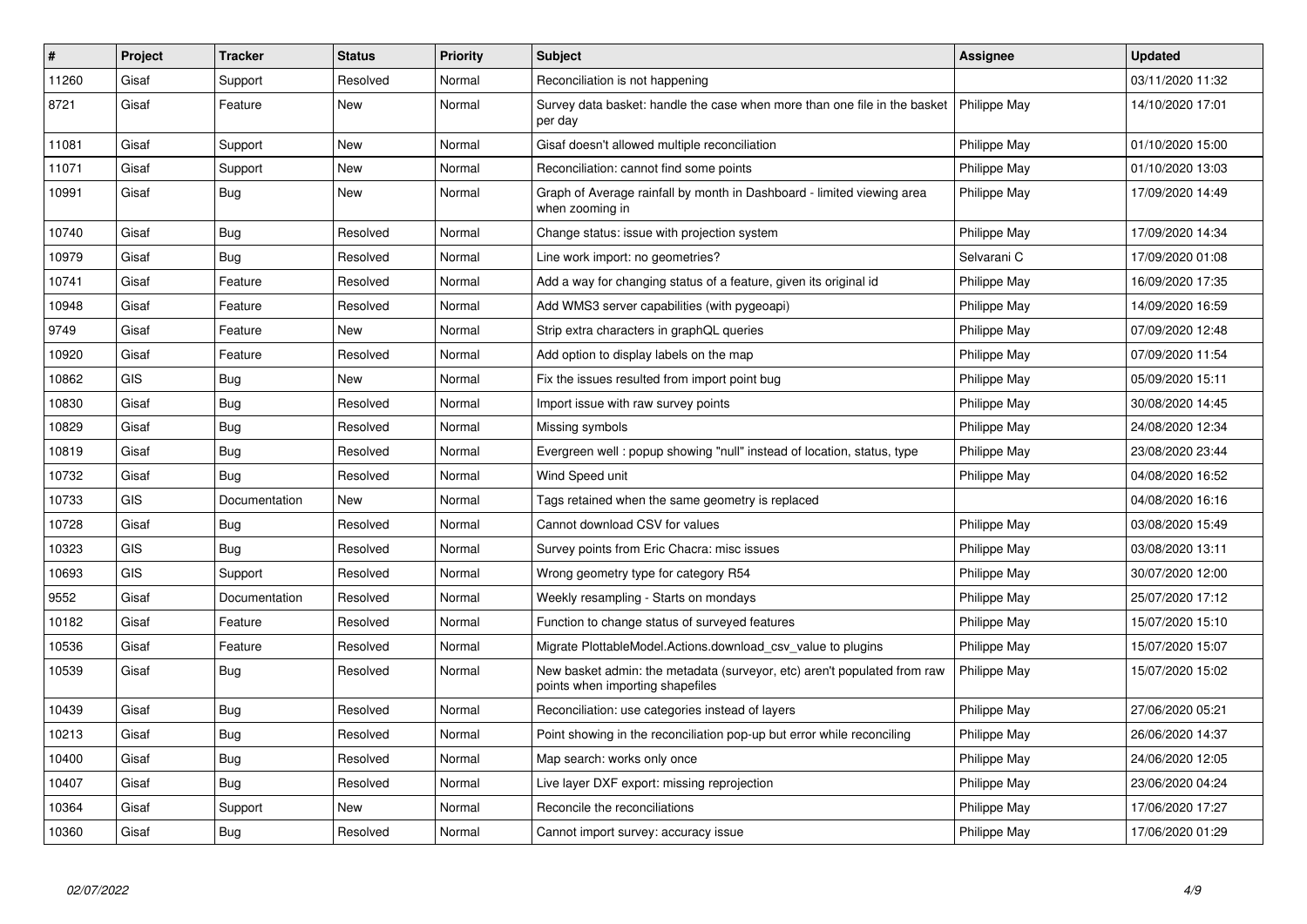| # | Project | Tracker | Status | Priority | Subject | Assignee | Updated |
|---|---|---|---|---|---|---|---|
| 11260 | Gisaf | Support | Resolved | Normal | Reconciliation is not happening | | 03/11/2020 11:32 |
| 8721 | Gisaf | Feature | New | Normal | Survey data basket: handle the case when more than one file in the basket per day | Philippe May | 14/10/2020 17:01 |
| 11081 | Gisaf | Support | New | Normal | Gisaf doesn't allowed multiple reconciliation | Philippe May | 01/10/2020 15:00 |
| 11071 | Gisaf | Support | New | Normal | Reconciliation: cannot find some points | Philippe May | 01/10/2020 13:03 |
| 10991 | Gisaf | Bug | New | Normal | Graph of Average rainfall by month in Dashboard - limited viewing area when zooming in | Philippe May | 17/09/2020 14:49 |
| 10740 | Gisaf | Bug | Resolved | Normal | Change status: issue with projection system | Philippe May | 17/09/2020 14:34 |
| 10979 | Gisaf | Bug | Resolved | Normal | Line work import: no geometries? | Selvarani C | 17/09/2020 01:08 |
| 10741 | Gisaf | Feature | Resolved | Normal | Add a way for changing status of a feature, given its original id | Philippe May | 16/09/2020 17:35 |
| 10948 | Gisaf | Feature | Resolved | Normal | Add WMS3 server capabilities (with pygeoapi) | Philippe May | 14/09/2020 16:59 |
| 9749 | Gisaf | Feature | New | Normal | Strip extra characters in graphQL queries | Philippe May | 07/09/2020 12:48 |
| 10920 | Gisaf | Feature | Resolved | Normal | Add option to display labels on the map | Philippe May | 07/09/2020 11:54 |
| 10862 | GIS | Bug | New | Normal | Fix the issues resulted from import point bug | Philippe May | 05/09/2020 15:11 |
| 10830 | Gisaf | Bug | Resolved | Normal | Import issue with raw survey points | Philippe May | 30/08/2020 14:45 |
| 10829 | Gisaf | Bug | Resolved | Normal | Missing symbols | Philippe May | 24/08/2020 12:34 |
| 10819 | Gisaf | Bug | Resolved | Normal | Evergreen well : popup showing "null" instead of location, status, type | Philippe May | 23/08/2020 23:44 |
| 10732 | Gisaf | Bug | Resolved | Normal | Wind Speed unit | Philippe May | 04/08/2020 16:52 |
| 10733 | GIS | Documentation | New | Normal | Tags retained when the same geometry is replaced | | 04/08/2020 16:16 |
| 10728 | Gisaf | Bug | Resolved | Normal | Cannot download CSV for values | Philippe May | 03/08/2020 15:49 |
| 10323 | GIS | Bug | Resolved | Normal | Survey points from Eric Chacra: misc issues | Philippe May | 03/08/2020 13:11 |
| 10693 | GIS | Support | Resolved | Normal | Wrong geometry type for category R54 | Philippe May | 30/07/2020 12:00 |
| 9552 | Gisaf | Documentation | Resolved | Normal | Weekly resampling - Starts on mondays | Philippe May | 25/07/2020 17:12 |
| 10182 | Gisaf | Feature | Resolved | Normal | Function to change status of surveyed features | Philippe May | 15/07/2020 15:10 |
| 10536 | Gisaf | Feature | Resolved | Normal | Migrate PlottableModel.Actions.download_csv_value to plugins | Philippe May | 15/07/2020 15:07 |
| 10539 | Gisaf | Bug | Resolved | Normal | New basket admin: the metadata (surveyor, etc) aren't populated from raw points when importing shapefiles | Philippe May | 15/07/2020 15:02 |
| 10439 | Gisaf | Bug | Resolved | Normal | Reconciliation: use categories instead of layers | Philippe May | 27/06/2020 05:21 |
| 10213 | Gisaf | Bug | Resolved | Normal | Point showing in the reconciliation pop-up but error while reconciling | Philippe May | 26/06/2020 14:37 |
| 10400 | Gisaf | Bug | Resolved | Normal | Map search: works only once | Philippe May | 24/06/2020 12:05 |
| 10407 | Gisaf | Bug | Resolved | Normal | Live layer DXF export: missing reprojection | Philippe May | 23/06/2020 04:24 |
| 10364 | Gisaf | Support | New | Normal | Reconcile the reconciliations | Philippe May | 17/06/2020 17:27 |
| 10360 | Gisaf | Bug | Resolved | Normal | Cannot import survey: accuracy issue | Philippe May | 17/06/2020 01:29 |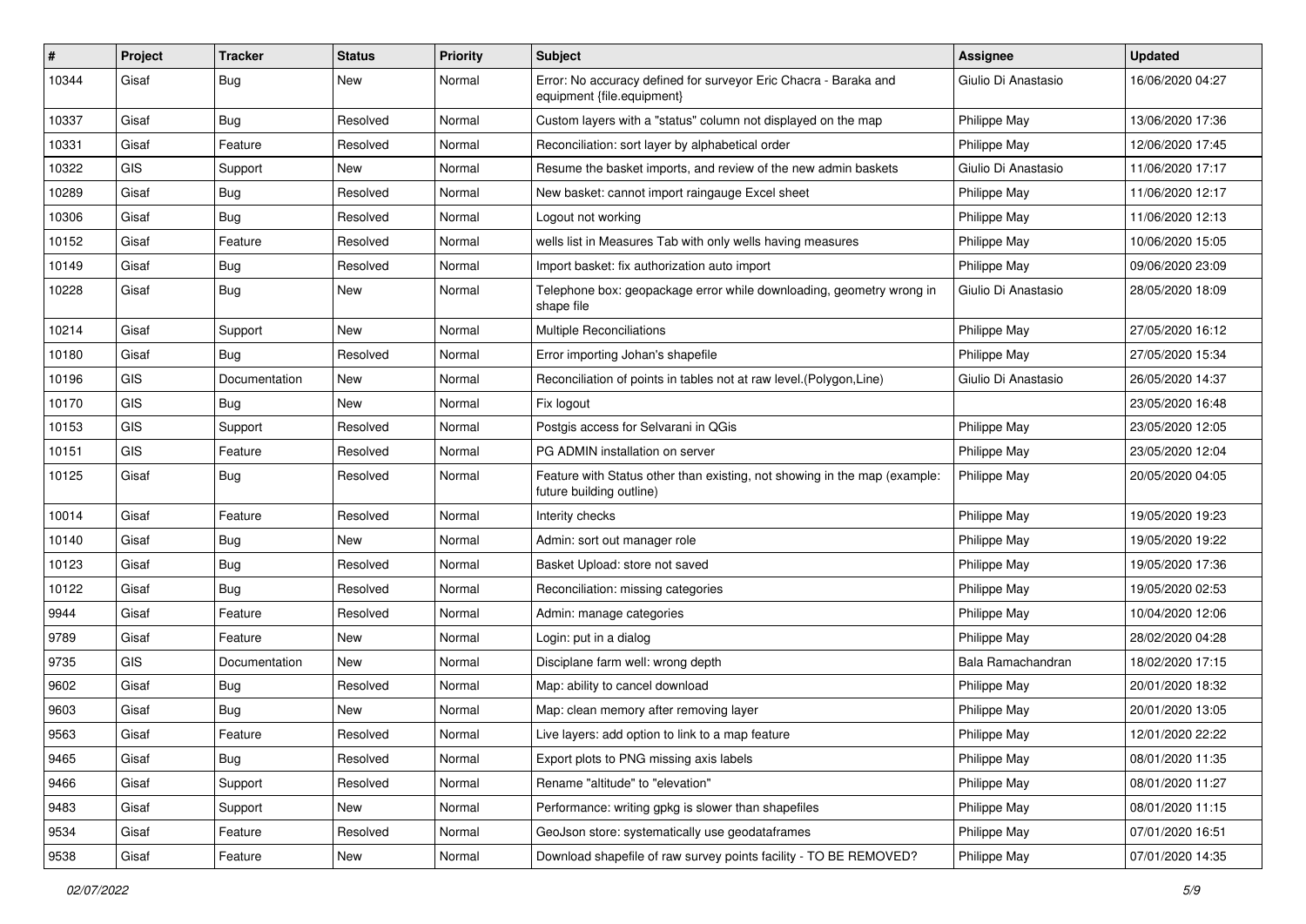| # | Project | Tracker | Status | Priority | Subject | Assignee | Updated |
|---|---|---|---|---|---|---|---|
| 10344 | Gisaf | Bug | New | Normal | Error: No accuracy defined for surveyor Eric Chacra - Baraka and equipment {file.equipment} | Giulio Di Anastasio | 16/06/2020 04:27 |
| 10337 | Gisaf | Bug | Resolved | Normal | Custom layers with a "status" column not displayed on the map | Philippe May | 13/06/2020 17:36 |
| 10331 | Gisaf | Feature | Resolved | Normal | Reconciliation: sort layer by alphabetical order | Philippe May | 12/06/2020 17:45 |
| 10322 | GIS | Support | New | Normal | Resume the basket imports, and review of the new admin baskets | Giulio Di Anastasio | 11/06/2020 17:17 |
| 10289 | Gisaf | Bug | Resolved | Normal | New basket: cannot import raingauge Excel sheet | Philippe May | 11/06/2020 12:17 |
| 10306 | Gisaf | Bug | Resolved | Normal | Logout not working | Philippe May | 11/06/2020 12:13 |
| 10152 | Gisaf | Feature | Resolved | Normal | wells list in Measures Tab with only wells having measures | Philippe May | 10/06/2020 15:05 |
| 10149 | Gisaf | Bug | Resolved | Normal | Import basket: fix authorization auto import | Philippe May | 09/06/2020 23:09 |
| 10228 | Gisaf | Bug | New | Normal | Telephone box: geopackage error while downloading, geometry wrong in shape file | Giulio Di Anastasio | 28/05/2020 18:09 |
| 10214 | Gisaf | Support | New | Normal | Multiple Reconciliations | Philippe May | 27/05/2020 16:12 |
| 10180 | Gisaf | Bug | Resolved | Normal | Error importing Johan's shapefile | Philippe May | 27/05/2020 15:34 |
| 10196 | GIS | Documentation | New | Normal | Reconciliation of points in tables not at raw level.(Polygon,Line) | Giulio Di Anastasio | 26/05/2020 14:37 |
| 10170 | GIS | Bug | New | Normal | Fix logout | | 23/05/2020 16:48 |
| 10153 | GIS | Support | Resolved | Normal | Postgis access for Selvarani in QGis | Philippe May | 23/05/2020 12:05 |
| 10151 | GIS | Feature | Resolved | Normal | PG ADMIN installation on server | Philippe May | 23/05/2020 12:04 |
| 10125 | Gisaf | Bug | Resolved | Normal | Feature with Status other than existing, not showing in the map (example: future building outline) | Philippe May | 20/05/2020 04:05 |
| 10014 | Gisaf | Feature | Resolved | Normal | Interity checks | Philippe May | 19/05/2020 19:23 |
| 10140 | Gisaf | Bug | New | Normal | Admin: sort out manager role | Philippe May | 19/05/2020 19:22 |
| 10123 | Gisaf | Bug | Resolved | Normal | Basket Upload: store not saved | Philippe May | 19/05/2020 17:36 |
| 10122 | Gisaf | Bug | Resolved | Normal | Reconciliation: missing categories | Philippe May | 19/05/2020 02:53 |
| 9944 | Gisaf | Feature | Resolved | Normal | Admin: manage categories | Philippe May | 10/04/2020 12:06 |
| 9789 | Gisaf | Feature | New | Normal | Login: put in a dialog | Philippe May | 28/02/2020 04:28 |
| 9735 | GIS | Documentation | New | Normal | Disciplane farm well: wrong depth | Bala Ramachandran | 18/02/2020 17:15 |
| 9602 | Gisaf | Bug | Resolved | Normal | Map: ability to cancel download | Philippe May | 20/01/2020 18:32 |
| 9603 | Gisaf | Bug | New | Normal | Map: clean memory after removing layer | Philippe May | 20/01/2020 13:05 |
| 9563 | Gisaf | Feature | Resolved | Normal | Live layers: add option to link to a map feature | Philippe May | 12/01/2020 22:22 |
| 9465 | Gisaf | Bug | Resolved | Normal | Export plots to PNG missing axis labels | Philippe May | 08/01/2020 11:35 |
| 9466 | Gisaf | Support | Resolved | Normal | Rename "altitude" to "elevation" | Philippe May | 08/01/2020 11:27 |
| 9483 | Gisaf | Support | New | Normal | Performance: writing gpkg is slower than shapefiles | Philippe May | 08/01/2020 11:15 |
| 9534 | Gisaf | Feature | Resolved | Normal | GeoJson store: systematically use geodataframes | Philippe May | 07/01/2020 16:51 |
| 9538 | Gisaf | Feature | New | Normal | Download shapefile of raw survey points facility - TO BE REMOVED? | Philippe May | 07/01/2020 14:35 |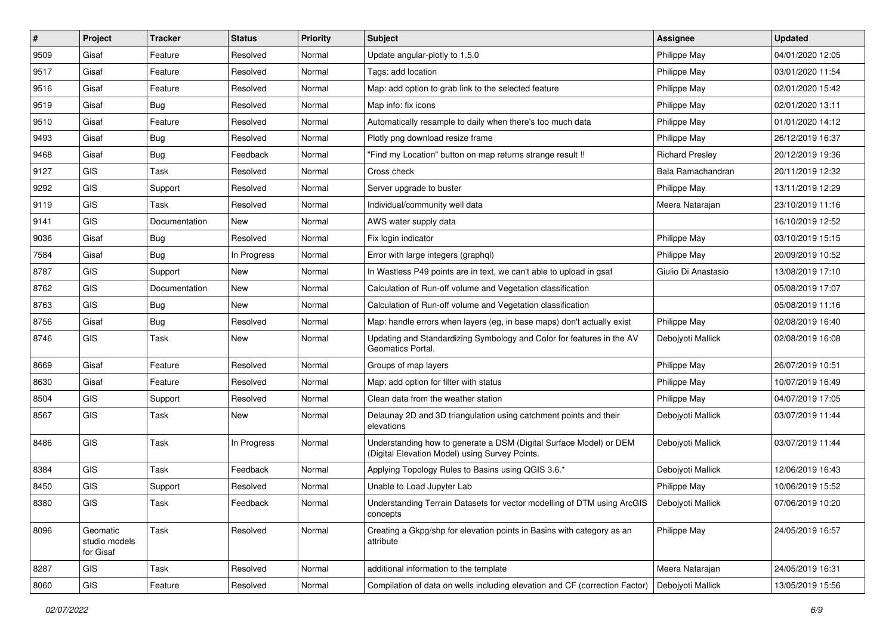| # | Project | Tracker | Status | Priority | Subject | Assignee | Updated |
|---|---|---|---|---|---|---|---|
| 9509 | Gisaf | Feature | Resolved | Normal | Update angular-plotly to 1.5.0 | Philippe May | 04/01/2020 12:05 |
| 9517 | Gisaf | Feature | Resolved | Normal | Tags: add location | Philippe May | 03/01/2020 11:54 |
| 9516 | Gisaf | Feature | Resolved | Normal | Map: add option to grab link to the selected feature | Philippe May | 02/01/2020 15:42 |
| 9519 | Gisaf | Bug | Resolved | Normal | Map info: fix icons | Philippe May | 02/01/2020 13:11 |
| 9510 | Gisaf | Feature | Resolved | Normal | Automatically resample to daily when there's too much data | Philippe May | 01/01/2020 14:12 |
| 9493 | Gisaf | Bug | Resolved | Normal | Plotly png download resize frame | Philippe May | 26/12/2019 16:37 |
| 9468 | Gisaf | Bug | Feedback | Normal | "Find my Location" button on map returns strange result !! | Richard Presley | 20/12/2019 19:36 |
| 9127 | GIS | Task | Resolved | Normal | Cross check | Bala Ramachandran | 20/11/2019 12:32 |
| 9292 | GIS | Support | Resolved | Normal | Server upgrade to buster | Philippe May | 13/11/2019 12:29 |
| 9119 | GIS | Task | Resolved | Normal | Individual/community well data | Meera Natarajan | 23/10/2019 11:16 |
| 9141 | GIS | Documentation | New | Normal | AWS water supply data | | 16/10/2019 12:52 |
| 9036 | Gisaf | Bug | Resolved | Normal | Fix login indicator | Philippe May | 03/10/2019 15:15 |
| 7584 | Gisaf | Bug | In Progress | Normal | Error with large integers (graphql) | Philippe May | 20/09/2019 10:52 |
| 8787 | GIS | Support | New | Normal | In Wastless P49 points are in text, we can't able to upload in gsaf | Giulio Di Anastasio | 13/08/2019 17:10 |
| 8762 | GIS | Documentation | New | Normal | Calculation of Run-off volume and Vegetation classification | | 05/08/2019 17:07 |
| 8763 | GIS | Bug | New | Normal | Calculation of Run-off volume and Vegetation classification | | 05/08/2019 11:16 |
| 8756 | Gisaf | Bug | Resolved | Normal | Map: handle errors when layers (eg, in base maps) don't actually exist | Philippe May | 02/08/2019 16:40 |
| 8746 | GIS | Task | New | Normal | Updating and Standardizing Symbology and Color for features in the AV Geomatics Portal. | Debojyoti Mallick | 02/08/2019 16:08 |
| 8669 | Gisaf | Feature | Resolved | Normal | Groups of map layers | Philippe May | 26/07/2019 10:51 |
| 8630 | Gisaf | Feature | Resolved | Normal | Map: add option for filter with status | Philippe May | 10/07/2019 16:49 |
| 8504 | GIS | Support | Resolved | Normal | Clean data from the weather station | Philippe May | 04/07/2019 17:05 |
| 8567 | GIS | Task | New | Normal | Delaunay 2D and 3D triangulation using catchment points and their elevations | Debojyoti Mallick | 03/07/2019 11:44 |
| 8486 | GIS | Task | In Progress | Normal | Understanding how to generate a DSM (Digital Surface Model) or DEM (Digital Elevation Model) using Survey Points. | Debojyoti Mallick | 03/07/2019 11:44 |
| 8384 | GIS | Task | Feedback | Normal | Applying Topology Rules to Basins using QGIS 3.6.* | Debojyoti Mallick | 12/06/2019 16:43 |
| 8450 | GIS | Support | Resolved | Normal | Unable to Load Jupyter Lab | Philippe May | 10/06/2019 15:52 |
| 8380 | GIS | Task | Feedback | Normal | Understanding Terrain Datasets for vector modelling of DTM using ArcGIS concepts | Debojyoti Mallick | 07/06/2019 10:20 |
| 8096 | Geomatic studio models for Gisaf | Task | Resolved | Normal | Creating a Gkpg/shp for elevation points in Basins with category as an attribute | Philippe May | 24/05/2019 16:57 |
| 8287 | GIS | Task | Resolved | Normal | additional information to the template | Meera Natarajan | 24/05/2019 16:31 |
| 8060 | GIS | Feature | Resolved | Normal | Compilation of data on wells including elevation and CF (correction Factor) | Debojyoti Mallick | 13/05/2019 15:56 |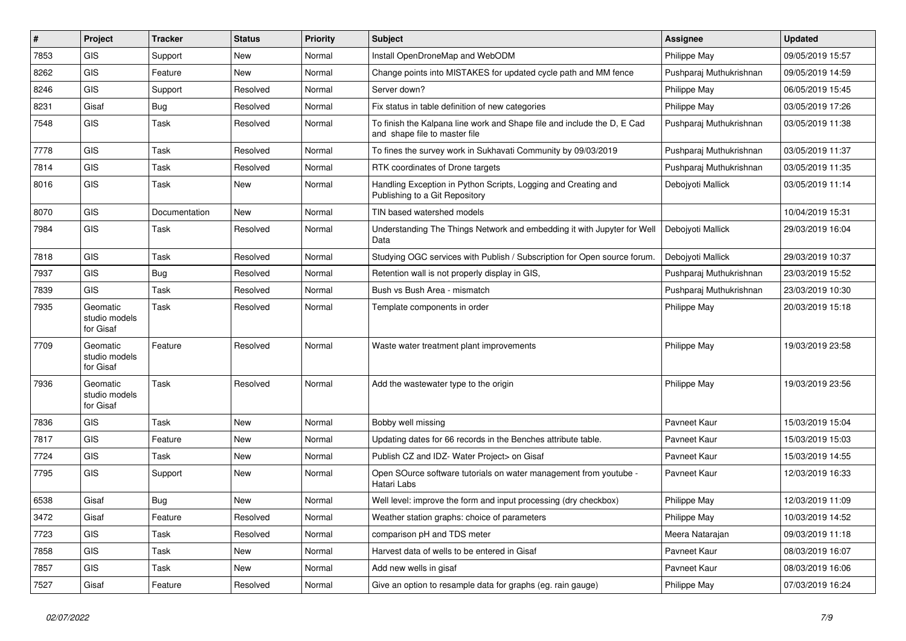| # | Project | Tracker | Status | Priority | Subject | Assignee | Updated |
|---|---|---|---|---|---|---|---|
| 7853 | GIS | Support | New | Normal | Install OpenDroneMap and WebODM | Philippe May | 09/05/2019 15:57 |
| 8262 | GIS | Feature | New | Normal | Change points into MISTAKES for updated cycle path and MM fence | Pushparaj Muthukrishnan | 09/05/2019 14:59 |
| 8246 | GIS | Support | Resolved | Normal | Server down? | Philippe May | 06/05/2019 15:45 |
| 8231 | Gisaf | Bug | Resolved | Normal | Fix status in table definition of new categories | Philippe May | 03/05/2019 17:26 |
| 7548 | GIS | Task | Resolved | Normal | To finish the Kalpana line work and Shape file and include the D, E Cad and shape file to master file | Pushparaj Muthukrishnan | 03/05/2019 11:38 |
| 7778 | GIS | Task | Resolved | Normal | To fines the survey work in Sukhavati Community by 09/03/2019 | Pushparaj Muthukrishnan | 03/05/2019 11:37 |
| 7814 | GIS | Task | Resolved | Normal | RTK coordinates of Drone targets | Pushparaj Muthukrishnan | 03/05/2019 11:35 |
| 8016 | GIS | Task | New | Normal | Handling Exception in Python Scripts, Logging and Creating and Publishing to a Git Repository | Debojyoti Mallick | 03/05/2019 11:14 |
| 8070 | GIS | Documentation | New | Normal | TIN based watershed models | | 10/04/2019 15:31 |
| 7984 | GIS | Task | Resolved | Normal | Understanding The Things Network and embedding it with Jupyter for Well Data | Debojyoti Mallick | 29/03/2019 16:04 |
| 7818 | GIS | Task | Resolved | Normal | Studying OGC services with Publish / Subscription for Open source forum. | Debojyoti Mallick | 29/03/2019 10:37 |
| 7937 | GIS | Bug | Resolved | Normal | Retention wall is not properly display in GIS, | Pushparaj Muthukrishnan | 23/03/2019 15:52 |
| 7839 | GIS | Task | Resolved | Normal | Bush vs Bush Area - mismatch | Pushparaj Muthukrishnan | 23/03/2019 10:30 |
| 7935 | Geomatic studio models for Gisaf | Task | Resolved | Normal | Template components in order | Philippe May | 20/03/2019 15:18 |
| 7709 | Geomatic studio models for Gisaf | Feature | Resolved | Normal | Waste water treatment plant improvements | Philippe May | 19/03/2019 23:58 |
| 7936 | Geomatic studio models for Gisaf | Task | Resolved | Normal | Add the wastewater type to the origin | Philippe May | 19/03/2019 23:56 |
| 7836 | GIS | Task | New | Normal | Bobby well missing | Pavneet Kaur | 15/03/2019 15:04 |
| 7817 | GIS | Feature | New | Normal | Updating dates for 66 records in the Benches attribute table. | Pavneet Kaur | 15/03/2019 15:03 |
| 7724 | GIS | Task | New | Normal | Publish CZ and IDZ- Water Project> on Gisaf | Pavneet Kaur | 15/03/2019 14:55 |
| 7795 | GIS | Support | New | Normal | Open SOurce software tutorials on water management from youtube - Hatari Labs | Pavneet Kaur | 12/03/2019 16:33 |
| 6538 | Gisaf | Bug | New | Normal | Well level: improve the form and input processing (dry checkbox) | Philippe May | 12/03/2019 11:09 |
| 3472 | Gisaf | Feature | Resolved | Normal | Weather station graphs: choice of parameters | Philippe May | 10/03/2019 14:52 |
| 7723 | GIS | Task | Resolved | Normal | comparison pH and TDS meter | Meera Natarajan | 09/03/2019 11:18 |
| 7858 | GIS | Task | New | Normal | Harvest data of wells to be entered in Gisaf | Pavneet Kaur | 08/03/2019 16:07 |
| 7857 | GIS | Task | New | Normal | Add new wells in gisaf | Pavneet Kaur | 08/03/2019 16:06 |
| 7527 | Gisaf | Feature | Resolved | Normal | Give an option to resample data for graphs (eg. rain gauge) | Philippe May | 07/03/2019 16:24 |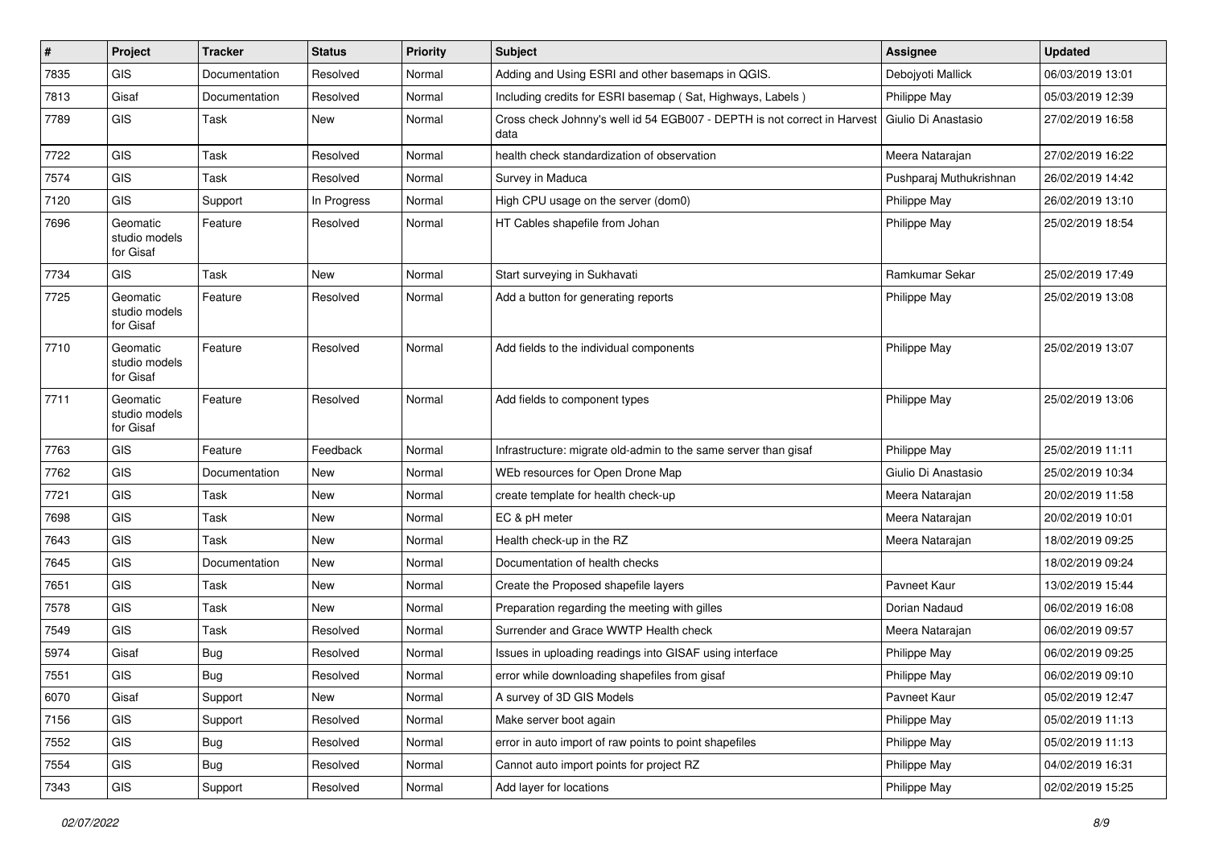| # | Project | Tracker | Status | Priority | Subject | Assignee | Updated |
|---|---|---|---|---|---|---|---|
| 7835 | GIS | Documentation | Resolved | Normal | Adding and Using ESRI and other basemaps in QGIS. | Debojyoti Mallick | 06/03/2019 13:01 |
| 7813 | Gisaf | Documentation | Resolved | Normal | Including credits for ESRI basemap ( Sat, Highways, Labels ) | Philippe May | 05/03/2019 12:39 |
| 7789 | GIS | Task | New | Normal | Cross check Johnny's well id 54 EGB007 - DEPTH is not correct in Harvest data | Giulio Di Anastasio | 27/02/2019 16:58 |
| 7722 | GIS | Task | Resolved | Normal | health check standardization of observation | Meera Natarajan | 27/02/2019 16:22 |
| 7574 | GIS | Task | Resolved | Normal | Survey in Maduca | Pushparaj Muthukrishnan | 26/02/2019 14:42 |
| 7120 | GIS | Support | In Progress | Normal | High CPU usage on the server (dom0) | Philippe May | 26/02/2019 13:10 |
| 7696 | Geomatic studio models for Gisaf | Feature | Resolved | Normal | HT Cables shapefile from Johan | Philippe May | 25/02/2019 18:54 |
| 7734 | GIS | Task | New | Normal | Start surveying in Sukhavati | Ramkumar Sekar | 25/02/2019 17:49 |
| 7725 | Geomatic studio models for Gisaf | Feature | Resolved | Normal | Add a button for generating reports | Philippe May | 25/02/2019 13:08 |
| 7710 | Geomatic studio models for Gisaf | Feature | Resolved | Normal | Add fields to the individual components | Philippe May | 25/02/2019 13:07 |
| 7711 | Geomatic studio models for Gisaf | Feature | Resolved | Normal | Add fields to component types | Philippe May | 25/02/2019 13:06 |
| 7763 | GIS | Feature | Feedback | Normal | Infrastructure: migrate old-admin to the same server than gisaf | Philippe May | 25/02/2019 11:11 |
| 7762 | GIS | Documentation | New | Normal | WEb resources for Open Drone Map | Giulio Di Anastasio | 25/02/2019 10:34 |
| 7721 | GIS | Task | New | Normal | create template for health check-up | Meera Natarajan | 20/02/2019 11:58 |
| 7698 | GIS | Task | New | Normal | EC & pH meter | Meera Natarajan | 20/02/2019 10:01 |
| 7643 | GIS | Task | New | Normal | Health check-up in the RZ | Meera Natarajan | 18/02/2019 09:25 |
| 7645 | GIS | Documentation | New | Normal | Documentation of health checks | | 18/02/2019 09:24 |
| 7651 | GIS | Task | New | Normal | Create the Proposed shapefile layers | Pavneet Kaur | 13/02/2019 15:44 |
| 7578 | GIS | Task | New | Normal | Preparation regarding the meeting with gilles | Dorian Nadaud | 06/02/2019 16:08 |
| 7549 | GIS | Task | Resolved | Normal | Surrender and Grace WWTP Health check | Meera Natarajan | 06/02/2019 09:57 |
| 5974 | Gisaf | Bug | Resolved | Normal | Issues in uploading readings into GISAF using interface | Philippe May | 06/02/2019 09:25 |
| 7551 | GIS | Bug | Resolved | Normal | error while downloading shapefiles from gisaf | Philippe May | 06/02/2019 09:10 |
| 6070 | Gisaf | Support | New | Normal | A survey of 3D GIS Models | Pavneet Kaur | 05/02/2019 12:47 |
| 7156 | GIS | Support | Resolved | Normal | Make server boot again | Philippe May | 05/02/2019 11:13 |
| 7552 | GIS | Bug | Resolved | Normal | error in auto import of raw points to point shapefiles | Philippe May | 05/02/2019 11:13 |
| 7554 | GIS | Bug | Resolved | Normal | Cannot auto import points for project RZ | Philippe May | 04/02/2019 16:31 |
| 7343 | GIS | Support | Resolved | Normal | Add layer for locations | Philippe May | 02/02/2019 15:25 |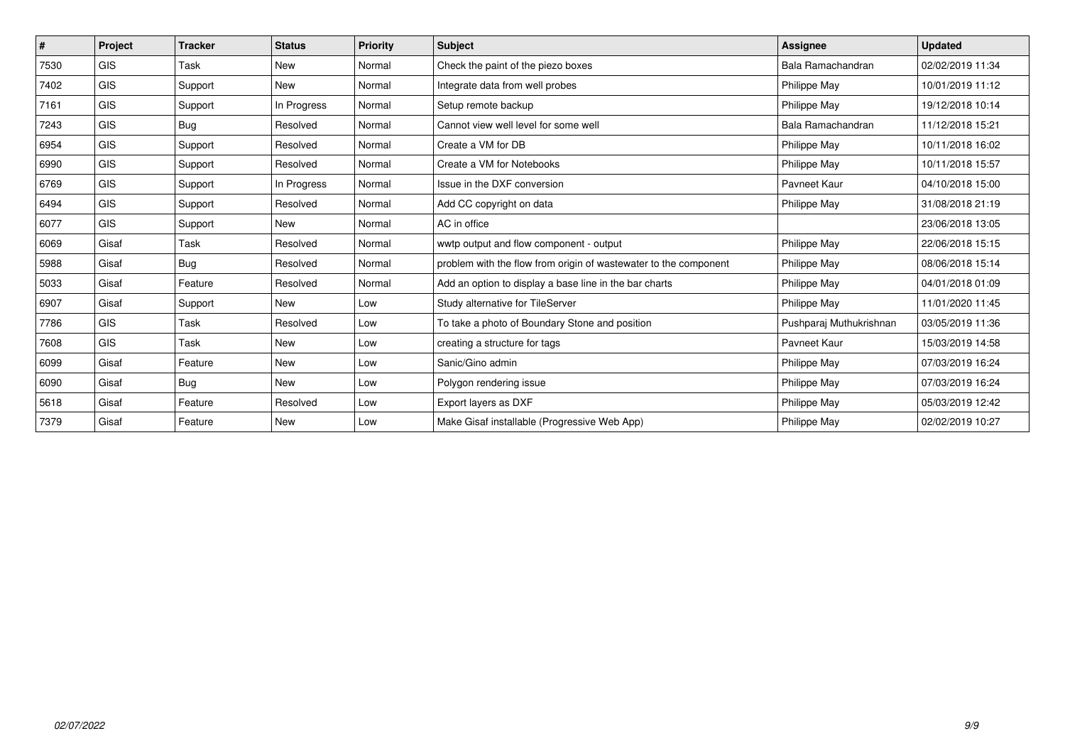| # | Project | Tracker | Status | Priority | Subject | Assignee | Updated |
|---|---|---|---|---|---|---|---|
| 7530 | GIS | Task | New | Normal | Check the paint of the piezo boxes | Bala Ramachandran | 02/02/2019 11:34 |
| 7402 | GIS | Support | New | Normal | Integrate data from well probes | Philippe May | 10/01/2019 11:12 |
| 7161 | GIS | Support | In Progress | Normal | Setup remote backup | Philippe May | 19/12/2018 10:14 |
| 7243 | GIS | Bug | Resolved | Normal | Cannot view well level for some well | Bala Ramachandran | 11/12/2018 15:21 |
| 6954 | GIS | Support | Resolved | Normal | Create a VM for DB | Philippe May | 10/11/2018 16:02 |
| 6990 | GIS | Support | Resolved | Normal | Create a VM for Notebooks | Philippe May | 10/11/2018 15:57 |
| 6769 | GIS | Support | In Progress | Normal | Issue in the DXF conversion | Pavneet Kaur | 04/10/2018 15:00 |
| 6494 | GIS | Support | Resolved | Normal | Add CC copyright on data | Philippe May | 31/08/2018 21:19 |
| 6077 | GIS | Support | New | Normal | AC in office | | 23/06/2018 13:05 |
| 6069 | Gisaf | Task | Resolved | Normal | wwtp output and flow component - output | Philippe May | 22/06/2018 15:15 |
| 5988 | Gisaf | Bug | Resolved | Normal | problem with the flow from origin of wastewater to the component | Philippe May | 08/06/2018 15:14 |
| 5033 | Gisaf | Feature | Resolved | Normal | Add an option to display a base line in the bar charts | Philippe May | 04/01/2018 01:09 |
| 6907 | Gisaf | Support | New | Low | Study alternative for TileServer | Philippe May | 11/01/2020 11:45 |
| 7786 | GIS | Task | Resolved | Low | To take a photo of Boundary Stone and position | Pushparaj Muthukrishnan | 03/05/2019 11:36 |
| 7608 | GIS | Task | New | Low | creating a structure for tags | Pavneet Kaur | 15/03/2019 14:58 |
| 6099 | Gisaf | Feature | New | Low | Sanic/Gino admin | Philippe May | 07/03/2019 16:24 |
| 6090 | Gisaf | Bug | New | Low | Polygon rendering issue | Philippe May | 07/03/2019 16:24 |
| 5618 | Gisaf | Feature | Resolved | Low | Export layers as DXF | Philippe May | 05/03/2019 12:42 |
| 7379 | Gisaf | Feature | New | Low | Make Gisaf installable (Progressive Web App) | Philippe May | 02/02/2019 10:27 |